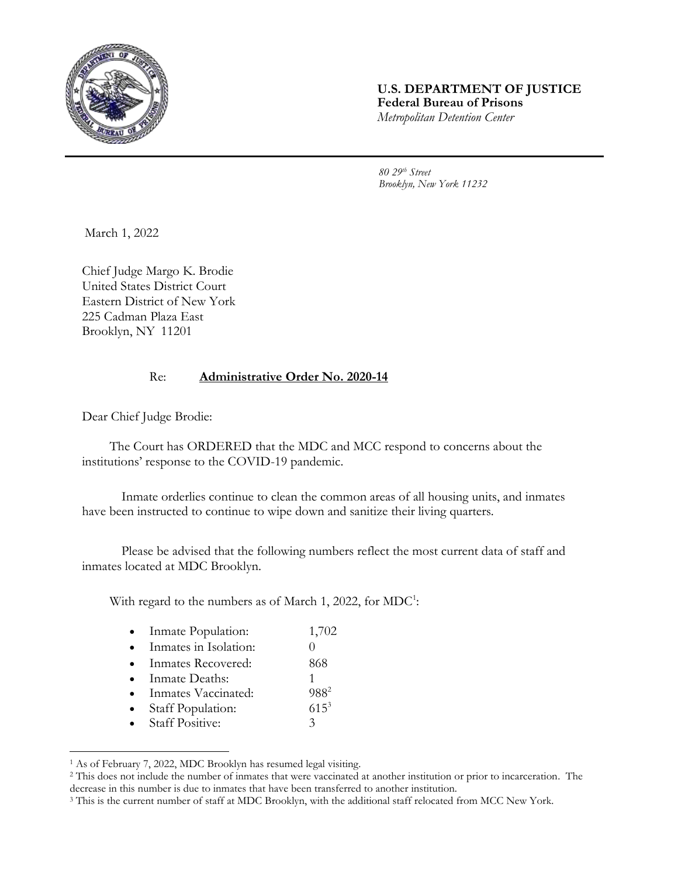**U.S. DEPARTMENT OF JUSTICE**
**Federal Bureau of Prisons**
*Metropolitan Detention Center*

*80 29th Street*
*Brooklyn, New York 11232*

March 1, 2022

Chief Judge Margo K. Brodie
United States District Court
Eastern District of New York
225 Cadman Plaza East
Brooklyn, NY 11201

Re: **Administrative Order No. 2020-14**

Dear Chief Judge Brodie:

The Court has ORDERED that the MDC and MCC respond to concerns about the institutions' response to the COVID-19 pandemic.

Inmate orderlies continue to clean the common areas of all housing units, and inmates have been instructed to continue to wipe down and sanitize their living quarters.

Please be advised that the following numbers reflect the most current data of staff and inmates located at MDC Brooklyn.

With regard to the numbers as of March 1, 2022, for MDC[1]:

- Inmate Population: 1,702
- Inmates in Isolation: 0
- Inmates Recovered: 868
- Inmate Deaths: 1
- Inmates Vaccinated: 988[2]
- Staff Population: 615[3]
- Staff Positive: 3

[1] As of February 7, 2022, MDC Brooklyn has resumed legal visiting.

[2] This does not include the number of inmates that were vaccinated at another institution or prior to incarceration. The decrease in this number is due to inmates that have been transferred to another institution.

[3] This is the current number of staff at MDC Brooklyn, with the additional staff relocated from MCC New York.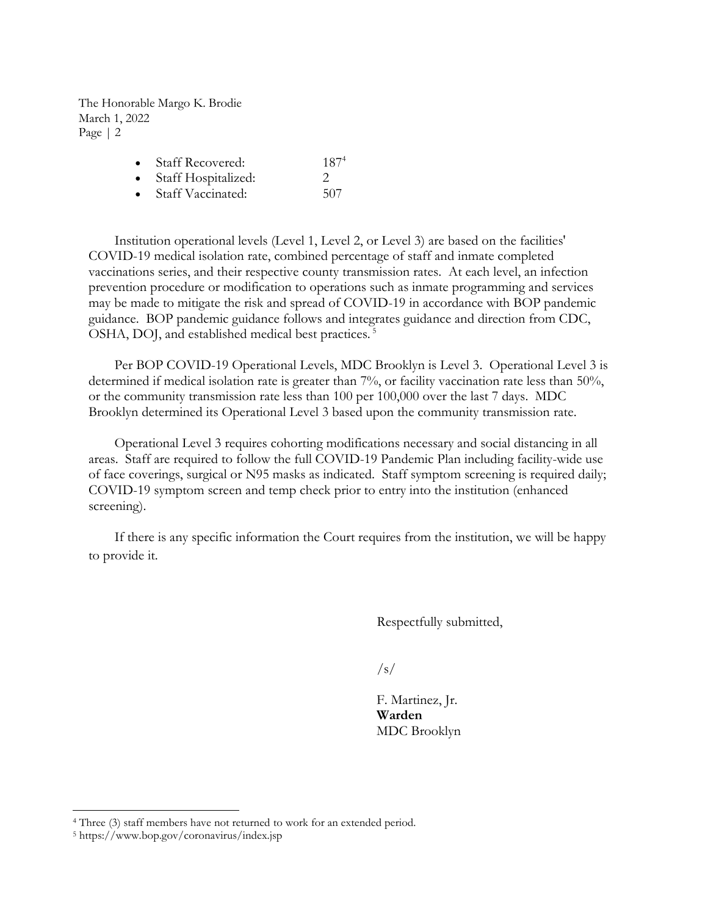- Staff Recovered: 187[4]
- Staff Hospitalized: 2
- Staff Vaccinated: 507

Institution operational levels (Level 1, Level 2, or Level 3) are based on the facilities' COVID-19 medical isolation rate, combined percentage of staff and inmate completed vaccinations series, and their respective county transmission rates. At each level, an infection prevention procedure or modification to operations such as inmate programming and services may be made to mitigate the risk and spread of COVID-19 in accordance with BOP pandemic guidance. BOP pandemic guidance follows and integrates guidance and direction from CDC, OSHA, DOJ, and established medical best practices.[5]

Per BOP COVID-19 Operational Levels, MDC Brooklyn is Level 3. Operational Level 3 is determined if medical isolation rate is greater than 7%, or facility vaccination rate less than 50%, or the community transmission rate less than 100 per 100,000 over the last 7 days. MDC Brooklyn determined its Operational Level 3 based upon the community transmission rate.

Operational Level 3 requires cohorting modifications necessary and social distancing in all areas. Staff are required to follow the full COVID-19 Pandemic Plan including facility-wide use of face coverings, surgical or N95 masks as indicated. Staff symptom screening is required daily; COVID-19 symptom screen and temp check prior to entry into the institution (enhanced screening).

If there is any specific information the Court requires from the institution, we will be happy to provide it.

Respectfully submitted,

/s/

F. Martinez, Jr.
**Warden**
MDC Brooklyn

---

[4] Three (3) staff members have not returned to work for an extended period.

[5] https://www.bop.gov/coronavirus/index.jsp